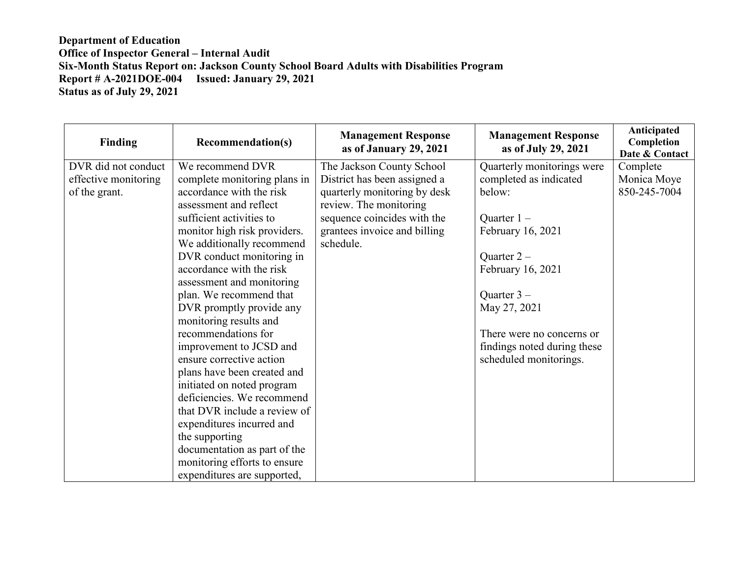**Department of Education**
**Office of Inspector General – Internal Audit**
**Six-Month Status Report on: Jackson County School Board Adults with Disabilities Program**
**Report # A-2021DOE-004 Issued: January 29, 2021**
**Status as of July 29, 2021**

| Finding | Recommendation(s) | Management Response as of January 29, 2021 | Management Response as of July 29, 2021 | Anticipated Completion Date & Contact |
|---|---|---|---|---|
| DVR did not conduct effective monitoring of the grant. | We recommend DVR complete monitoring plans in accordance with the risk assessment and reflect sufficient activities to monitor high risk providers. We additionally recommend DVR conduct monitoring in accordance with the risk assessment and monitoring plan. We recommend that DVR promptly provide any monitoring results and recommendations for improvement to JCSD and ensure corrective action plans have been created and initiated on noted program deficiencies. We recommend that DVR include a review of expenditures incurred and the supporting documentation as part of the monitoring efforts to ensure expenditures are supported, | The Jackson County School District has been assigned a quarterly monitoring by desk review. The monitoring sequence coincides with the grantees invoice and billing schedule. | Quarterly monitorings were completed as indicated below:<br><br>Quarter 1 – February 16, 2021<br><br>Quarter 2 – February 16, 2021<br><br>Quarter 3 – May 27, 2021<br><br>There were no concerns or findings noted during these scheduled monitorings. | Complete<br>Monica Moye<br>850-245-7004 |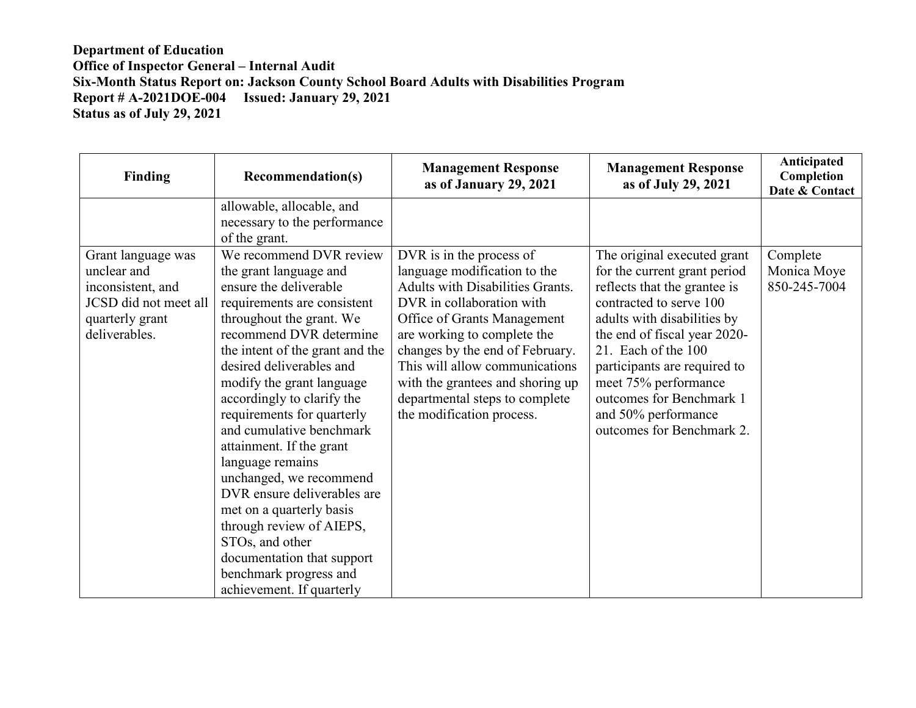**Department of Education**
**Office of Inspector General – Internal Audit**
**Six-Month Status Report on: Jackson County School Board Adults with Disabilities Program**
**Report # A-2021DOE-004 Issued: January 29, 2021**
**Status as of July 29, 2021**

| Finding | Recommendation(s) | Management Response as of January 29, 2021 | Management Response as of July 29, 2021 | Anticipated Completion Date & Contact |
|---|---|---|---|---|
| | allowable, allocable, and necessary to the performance of the grant. | | | |
| Grant language was unclear and inconsistent, and JCSD did not meet all quarterly grant deliverables. | We recommend DVR review the grant language and ensure the deliverable requirements are consistent throughout the grant. We recommend DVR determine the intent of the grant and the desired deliverables and modify the grant language accordingly to clarify the requirements for quarterly and cumulative benchmark attainment. If the grant language remains unchanged, we recommend DVR ensure deliverables are met on a quarterly basis through review of AIEPS, STOs, and other documentation that support benchmark progress and achievement. If quarterly | DVR is in the process of language modification to the Adults with Disabilities Grants. DVR in collaboration with Office of Grants Management are working to complete the changes by the end of February. This will allow communications with the grantees and shoring up departmental steps to complete the modification process. | The original executed grant for the current grant period reflects that the grantee is contracted to serve 100 adults with disabilities by the end of fiscal year 2020-21. Each of the 100 participants are required to meet 75% performance outcomes for Benchmark 1 and 50% performance outcomes for Benchmark 2. | Complete Monica Moye 850-245-7004 |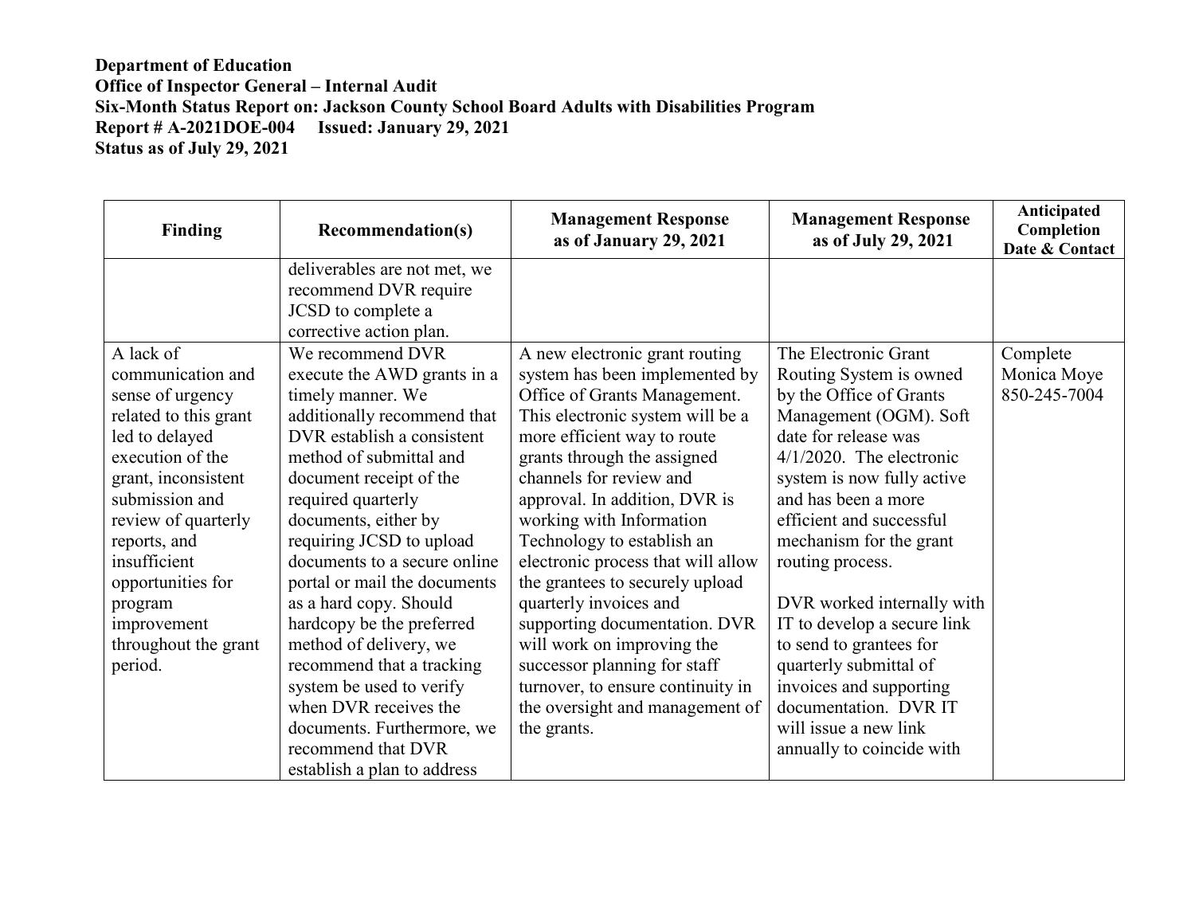**Department of Education**
**Office of Inspector General – Internal Audit**
**Six-Month Status Report on: Jackson County School Board Adults with Disabilities Program**
**Report # A-2021DOE-004 Issued: January 29, 2021**
**Status as of July 29, 2021**

| Finding | Recommendation(s) | Management Response as of January 29, 2021 | Management Response as of July 29, 2021 | Anticipated Completion Date & Contact |
|---|---|---|---|---|
| | deliverables are not met, we recommend DVR require JCSD to complete a corrective action plan. | | | |
| A lack of communication and sense of urgency related to this grant led to delayed execution of the grant, inconsistent submission and review of quarterly reports, and insufficient opportunities for program improvement throughout the grant period. | We recommend DVR execute the AWD grants in a timely manner. We additionally recommend that DVR establish a consistent method of submittal and document receipt of the required quarterly documents, either by requiring JCSD to upload documents to a secure online portal or mail the documents as a hard copy. Should hardcopy be the preferred method of delivery, we recommend that a tracking system be used to verify when DVR receives the documents. Furthermore, we recommend that DVR establish a plan to address | A new electronic grant routing system has been implemented by Office of Grants Management. This electronic system will be a more efficient way to route grants through the assigned channels for review and approval. In addition, DVR is working with Information Technology to establish an electronic process that will allow the grantees to securely upload quarterly invoices and supporting documentation. DVR will work on improving the successor planning for staff turnover, to ensure continuity in the oversight and management of the grants. | The Electronic Grant Routing System is owned by the Office of Grants Management (OGM). Soft date for release was 4/1/2020. The electronic system is now fully active and has been a more efficient and successful mechanism for the grant routing process.<br><br>DVR worked internally with IT to develop a secure link to send to grantees for quarterly submittal of invoices and supporting documentation. DVR IT will issue a new link annually to coincide with | Complete<br>Monica Moye<br>850-245-7004 |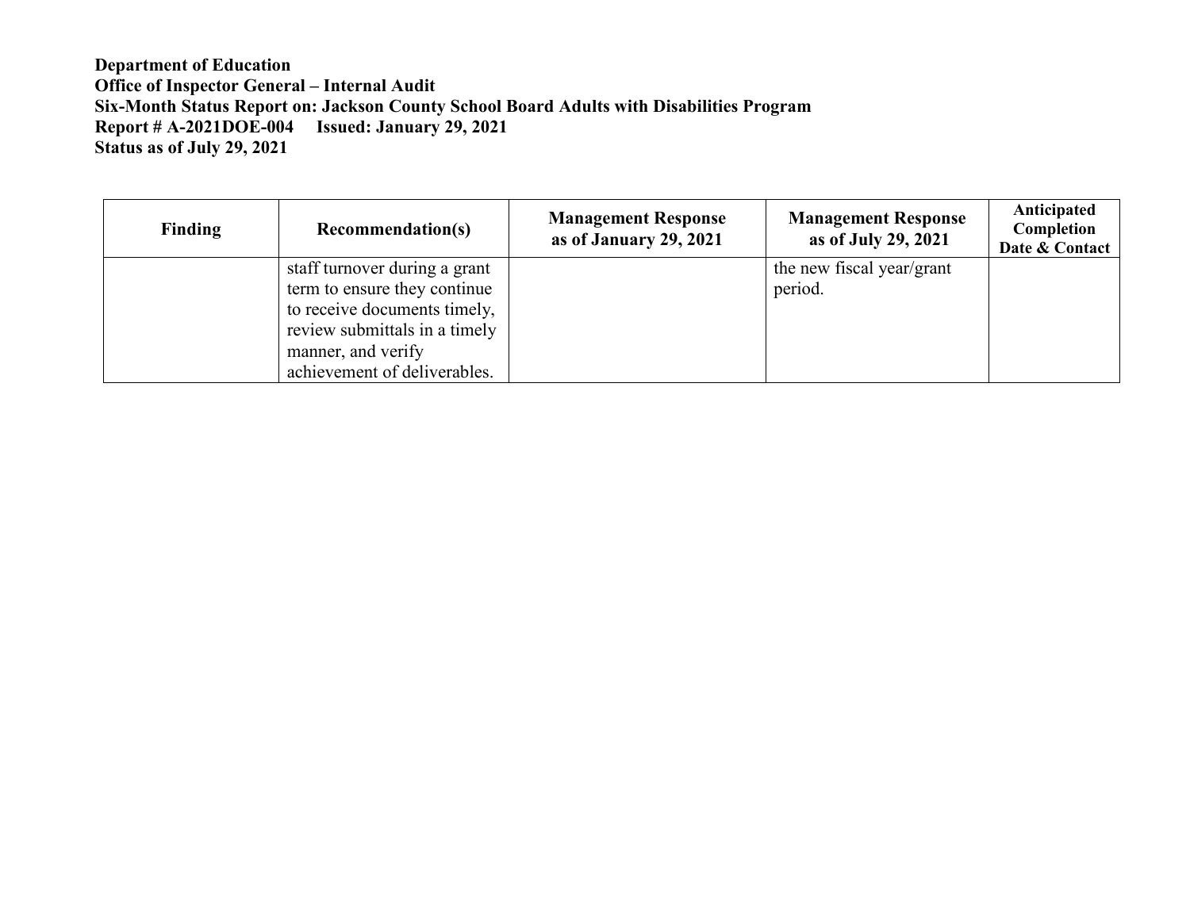**Department of Education**
**Office of Inspector General – Internal Audit**
**Six-Month Status Report on: Jackson County School Board Adults with Disabilities Program**
**Report # A-2021DOE-004 Issued: January 29, 2021**
**Status as of July 29, 2021**

| Finding | Recommendation(s) | Management Response as of January 29, 2021 | Management Response as of July 29, 2021 | Anticipated Completion Date & Contact |
|---|---|---|---|---|
| | staff turnover during a grant term to ensure they continue to receive documents timely, review submittals in a timely manner, and verify achievement of deliverables. | | the new fiscal year/grant period. | |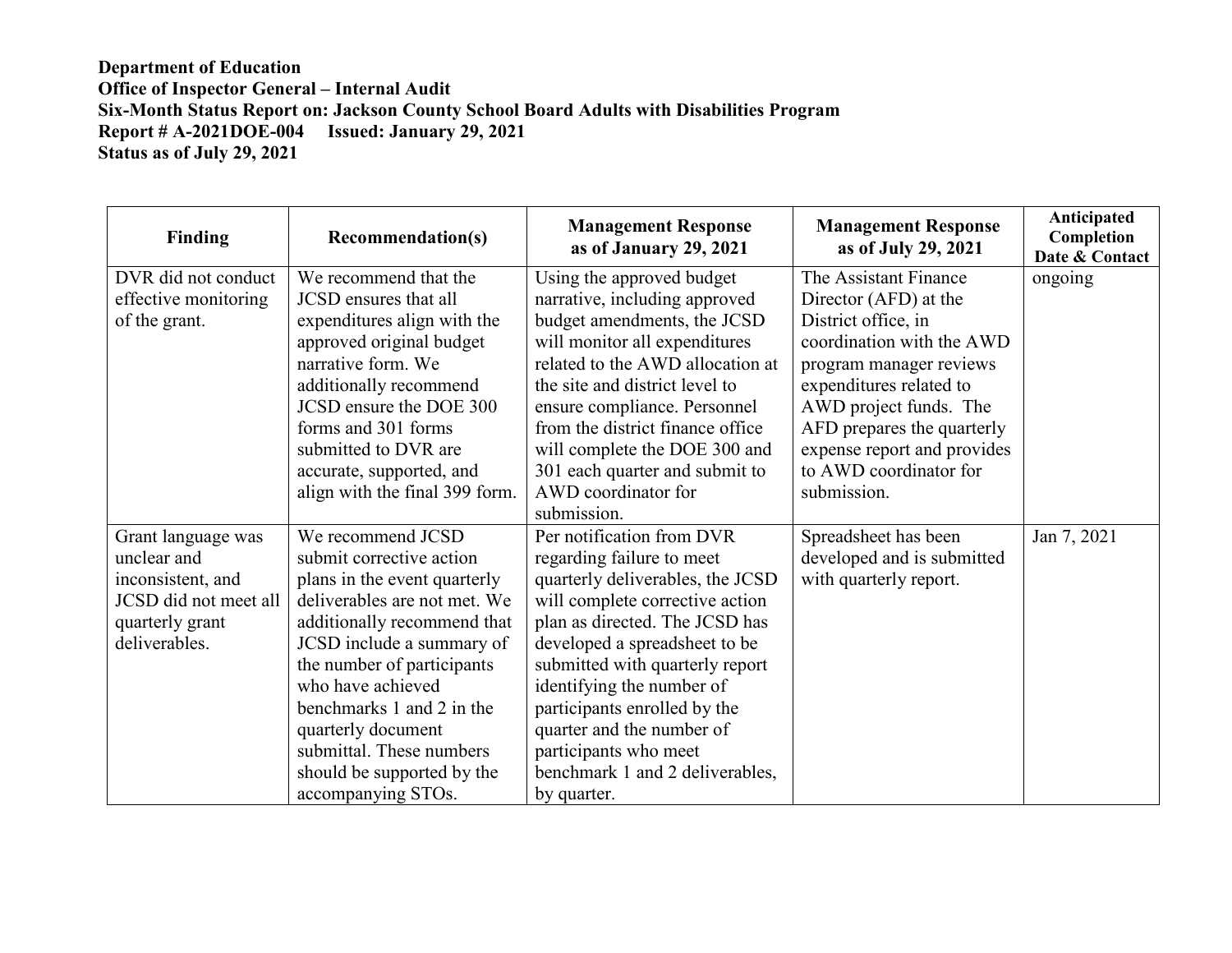**Department of Education**
**Office of Inspector General – Internal Audit**
**Six-Month Status Report on: Jackson County School Board Adults with Disabilities Program**
**Report # A-2021DOE-004 Issued: January 29, 2021**
**Status as of July 29, 2021**

| Finding | Recommendation(s) | Management Response as of January 29, 2021 | Management Response as of July 29, 2021 | Anticipated Completion Date & Contact |
|---|---|---|---|---|
| DVR did not conduct effective monitoring of the grant. | We recommend that the JCSD ensures that all expenditures align with the approved original budget narrative form. We additionally recommend JCSD ensure the DOE 300 forms and 301 forms submitted to DVR are accurate, supported, and align with the final 399 form. | Using the approved budget narrative, including approved budget amendments, the JCSD will monitor all expenditures related to the AWD allocation at the site and district level to ensure compliance. Personnel from the district finance office will complete the DOE 300 and 301 each quarter and submit to AWD coordinator for submission. | The Assistant Finance Director (AFD) at the District office, in coordination with the AWD program manager reviews expenditures related to AWD project funds. The AFD prepares the quarterly expense report and provides to AWD coordinator for submission. | ongoing |
| Grant language was unclear and inconsistent, and JCSD did not meet all quarterly grant deliverables. | We recommend JCSD submit corrective action plans in the event quarterly deliverables are not met. We additionally recommend that JCSD include a summary of the number of participants who have achieved benchmarks 1 and 2 in the quarterly document submittal. These numbers should be supported by the accompanying STOs. | Per notification from DVR regarding failure to meet quarterly deliverables, the JCSD will complete corrective action plan as directed. The JCSD has developed a spreadsheet to be submitted with quarterly report identifying the number of participants enrolled by the quarter and the number of participants who meet benchmark 1 and 2 deliverables, by quarter. | Spreadsheet has been developed and is submitted with quarterly report. | Jan 7, 2021 |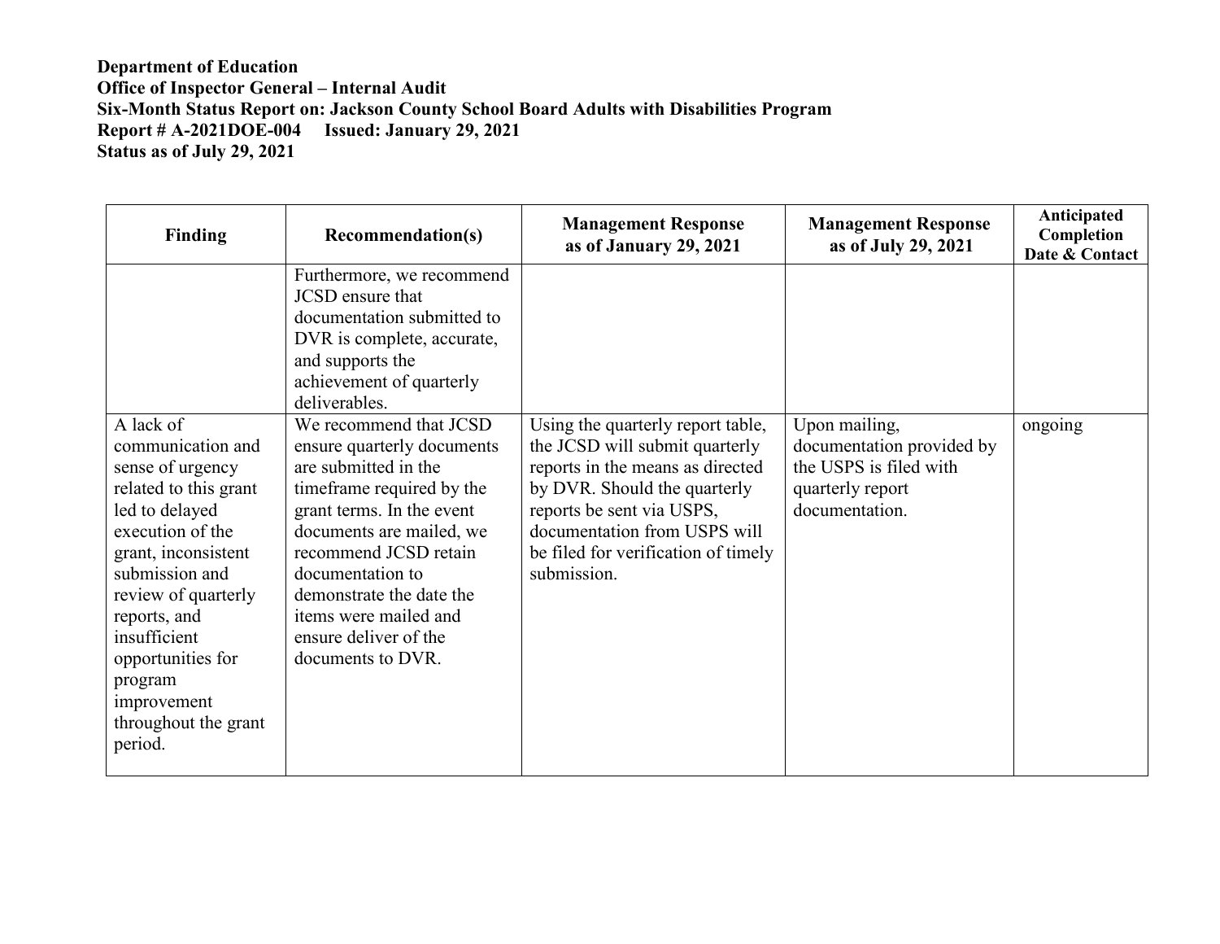**Department of Education**
**Office of Inspector General – Internal Audit**
**Six-Month Status Report on: Jackson County School Board Adults with Disabilities Program**
**Report # A-2021DOE-004 Issued: January 29, 2021**
**Status as of July 29, 2021**

| Finding | Recommendation(s) | Management Response as of January 29, 2021 | Management Response as of July 29, 2021 | Anticipated Completion Date & Contact |
|---|---|---|---|---|
| | Furthermore, we recommend JCSD ensure that documentation submitted to DVR is complete, accurate, and supports the achievement of quarterly deliverables. | | | |
| A lack of communication and sense of urgency related to this grant led to delayed execution of the grant, inconsistent submission and review of quarterly reports, and insufficient opportunities for program improvement throughout the grant period. | We recommend that JCSD ensure quarterly documents are submitted in the timeframe required by the grant terms. In the event documents are mailed, we recommend JCSD retain documentation to demonstrate the date the items were mailed and ensure deliver of the documents to DVR. | Using the quarterly report table, the JCSD will submit quarterly reports in the means as directed by DVR. Should the quarterly reports be sent via USPS, documentation from USPS will be filed for verification of timely submission. | Upon mailing, documentation provided by the USPS is filed with quarterly report documentation. | ongoing |